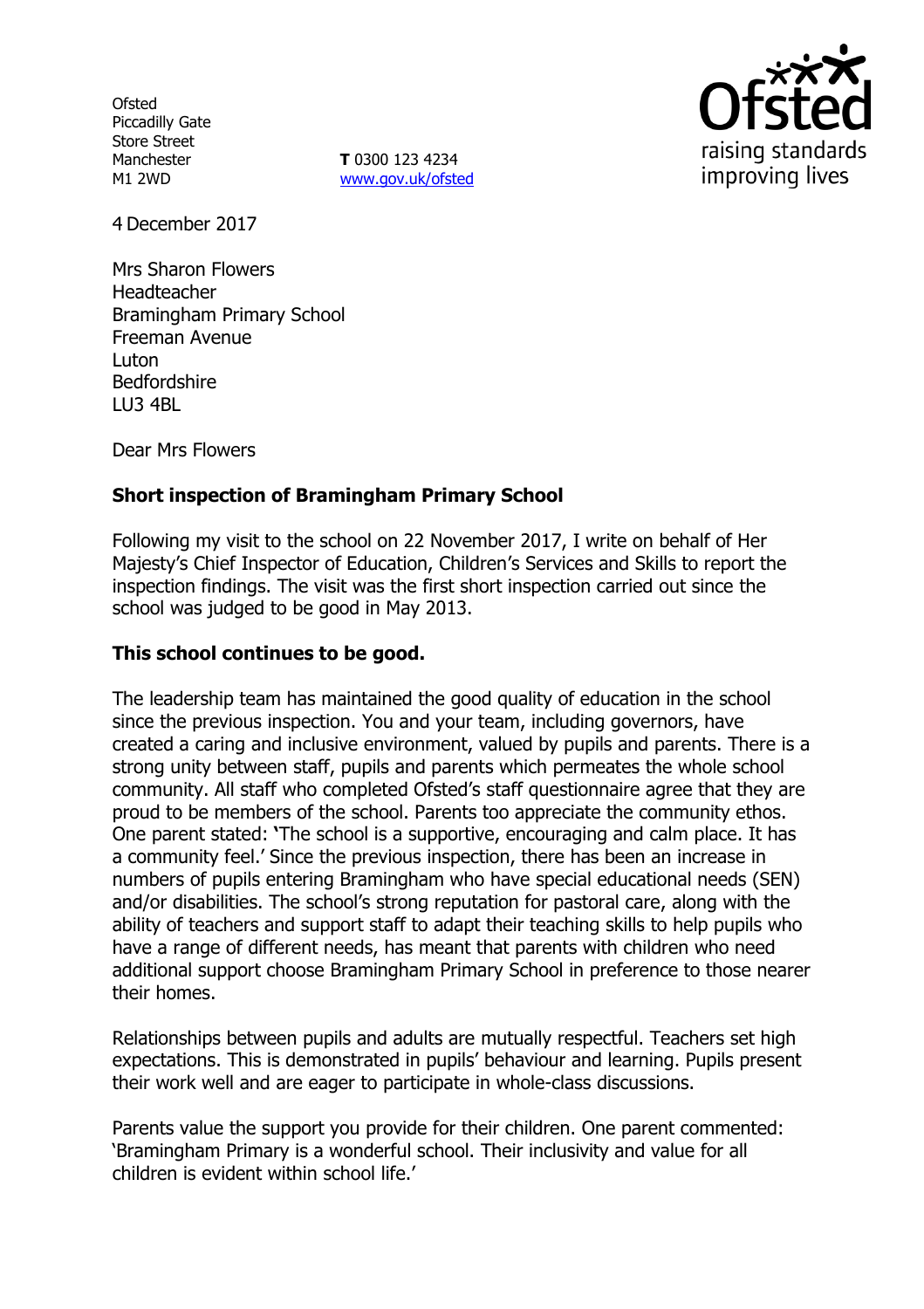Ofsted
Piccadilly Gate
Store Street
Manchester
M1 2WD

**T** 0300 123 4234
www.gov.uk/ofsted

4 December 2017

Mrs Sharon Flowers
Headteacher
Bramingham Primary School
Freeman Avenue
Luton
Bedfordshire
LU3 4BL

Dear Mrs Flowers

**Short inspection of Bramingham Primary School**

Following my visit to the school on 22 November 2017, I write on behalf of Her Majesty's Chief Inspector of Education, Children's Services and Skills to report the inspection findings. The visit was the first short inspection carried out since the school was judged to be good in May 2013.

**This school continues to be good.**

The leadership team has maintained the good quality of education in the school since the previous inspection. You and your team, including governors, have created a caring and inclusive environment, valued by pupils and parents. There is a strong unity between staff, pupils and parents which permeates the whole school community. All staff who completed Ofsted's staff questionnaire agree that they are proud to be members of the school. Parents too appreciate the community ethos. One parent stated: 'The school is a supportive, encouraging and calm place. It has a community feel.' Since the previous inspection, there has been an increase in numbers of pupils entering Bramingham who have special educational needs (SEN) and/or disabilities. The school's strong reputation for pastoral care, along with the ability of teachers and support staff to adapt their teaching skills to help pupils who have a range of different needs, has meant that parents with children who need additional support choose Bramingham Primary School in preference to those nearer their homes.

Relationships between pupils and adults are mutually respectful. Teachers set high expectations. This is demonstrated in pupils' behaviour and learning. Pupils present their work well and are eager to participate in whole-class discussions.

Parents value the support you provide for their children. One parent commented: 'Bramingham Primary is a wonderful school. Their inclusivity and value for all children is evident within school life.'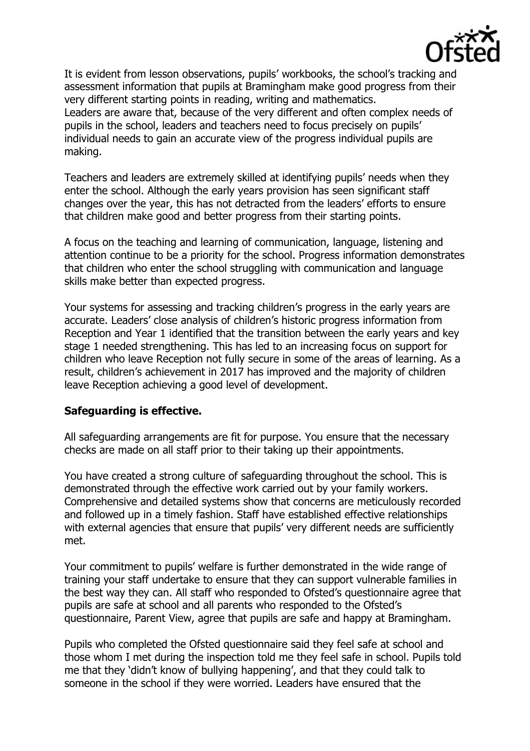It is evident from lesson observations, pupils' workbooks, the school's tracking and assessment information that pupils at Bramingham make good progress from their very different starting points in reading, writing and mathematics.
Leaders are aware that, because of the very different and often complex needs of pupils in the school, leaders and teachers need to focus precisely on pupils' individual needs to gain an accurate view of the progress individual pupils are making.

Teachers and leaders are extremely skilled at identifying pupils' needs when they enter the school. Although the early years provision has seen significant staff changes over the year, this has not detracted from the leaders' efforts to ensure that children make good and better progress from their starting points.

A focus on the teaching and learning of communication, language, listening and attention continue to be a priority for the school. Progress information demonstrates that children who enter the school struggling with communication and language skills make better than expected progress.

Your systems for assessing and tracking children's progress in the early years are accurate. Leaders' close analysis of children's historic progress information from Reception and Year 1 identified that the transition between the early years and key stage 1 needed strengthening. This has led to an increasing focus on support for children who leave Reception not fully secure in some of the areas of learning. As a result, children's achievement in 2017 has improved and the majority of children leave Reception achieving a good level of development.

**Safeguarding is effective.**

All safeguarding arrangements are fit for purpose. You ensure that the necessary checks are made on all staff prior to their taking up their appointments.

You have created a strong culture of safeguarding throughout the school. This is demonstrated through the effective work carried out by your family workers. Comprehensive and detailed systems show that concerns are meticulously recorded and followed up in a timely fashion. Staff have established effective relationships with external agencies that ensure that pupils' very different needs are sufficiently met.

Your commitment to pupils' welfare is further demonstrated in the wide range of training your staff undertake to ensure that they can support vulnerable families in the best way they can. All staff who responded to Ofsted's questionnaire agree that pupils are safe at school and all parents who responded to the Ofsted's questionnaire, Parent View, agree that pupils are safe and happy at Bramingham.

Pupils who completed the Ofsted questionnaire said they feel safe at school and those whom I met during the inspection told me they feel safe in school. Pupils told me that they 'didn't know of bullying happening', and that they could talk to someone in the school if they were worried. Leaders have ensured that the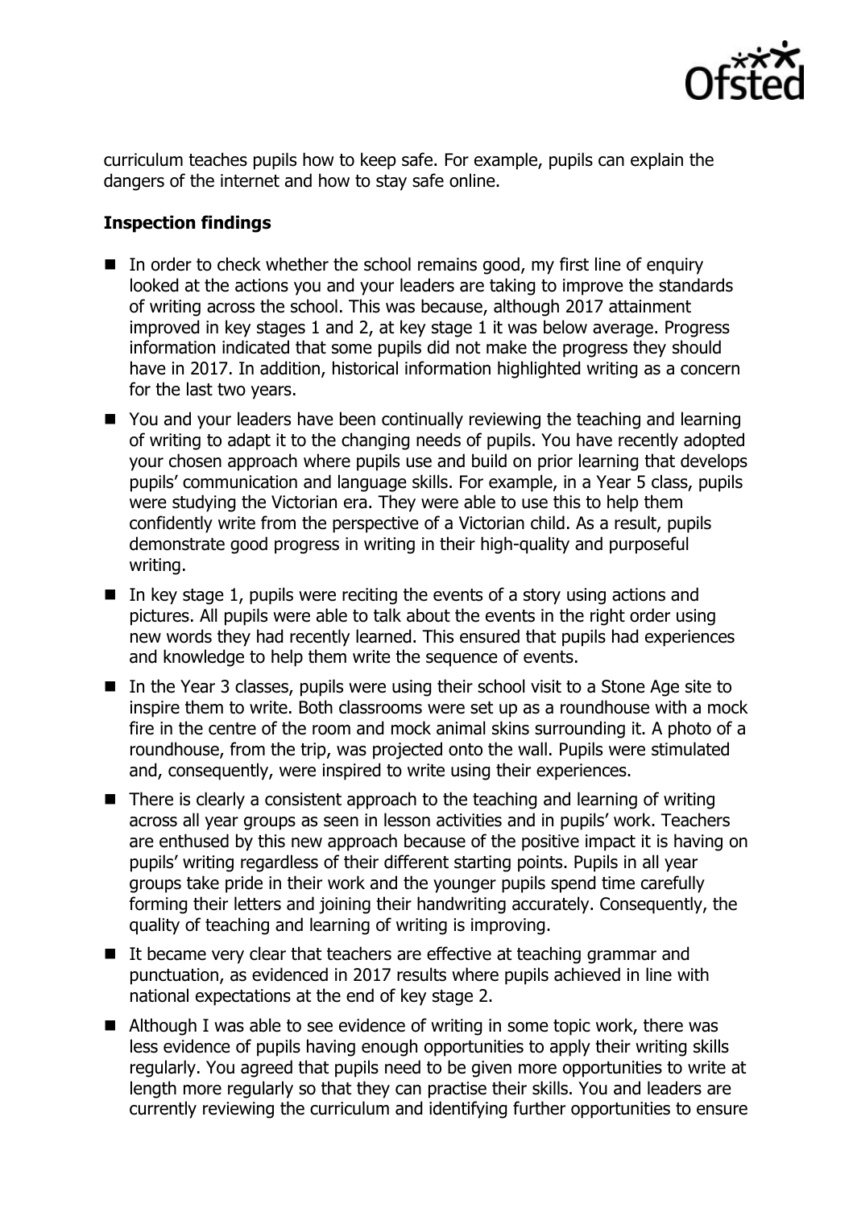curriculum teaches pupils how to keep safe. For example, pupils can explain the dangers of the internet and how to stay safe online.

**Inspection findings**

- In order to check whether the school remains good, my first line of enquiry looked at the actions you and your leaders are taking to improve the standards of writing across the school. This was because, although 2017 attainment improved in key stages 1 and 2, at key stage 1 it was below average. Progress information indicated that some pupils did not make the progress they should have in 2017. In addition, historical information highlighted writing as a concern for the last two years.
- You and your leaders have been continually reviewing the teaching and learning of writing to adapt it to the changing needs of pupils. You have recently adopted your chosen approach where pupils use and build on prior learning that develops pupils' communication and language skills. For example, in a Year 5 class, pupils were studying the Victorian era. They were able to use this to help them confidently write from the perspective of a Victorian child. As a result, pupils demonstrate good progress in writing in their high-quality and purposeful writing.
- In key stage 1, pupils were reciting the events of a story using actions and pictures. All pupils were able to talk about the events in the right order using new words they had recently learned. This ensured that pupils had experiences and knowledge to help them write the sequence of events.
- In the Year 3 classes, pupils were using their school visit to a Stone Age site to inspire them to write. Both classrooms were set up as a roundhouse with a mock fire in the centre of the room and mock animal skins surrounding it. A photo of a roundhouse, from the trip, was projected onto the wall. Pupils were stimulated and, consequently, were inspired to write using their experiences.
- There is clearly a consistent approach to the teaching and learning of writing across all year groups as seen in lesson activities and in pupils' work. Teachers are enthused by this new approach because of the positive impact it is having on pupils' writing regardless of their different starting points. Pupils in all year groups take pride in their work and the younger pupils spend time carefully forming their letters and joining their handwriting accurately. Consequently, the quality of teaching and learning of writing is improving.
- It became very clear that teachers are effective at teaching grammar and punctuation, as evidenced in 2017 results where pupils achieved in line with national expectations at the end of key stage 2.
- Although I was able to see evidence of writing in some topic work, there was less evidence of pupils having enough opportunities to apply their writing skills regularly. You agreed that pupils need to be given more opportunities to write at length more regularly so that they can practise their skills. You and leaders are currently reviewing the curriculum and identifying further opportunities to ensure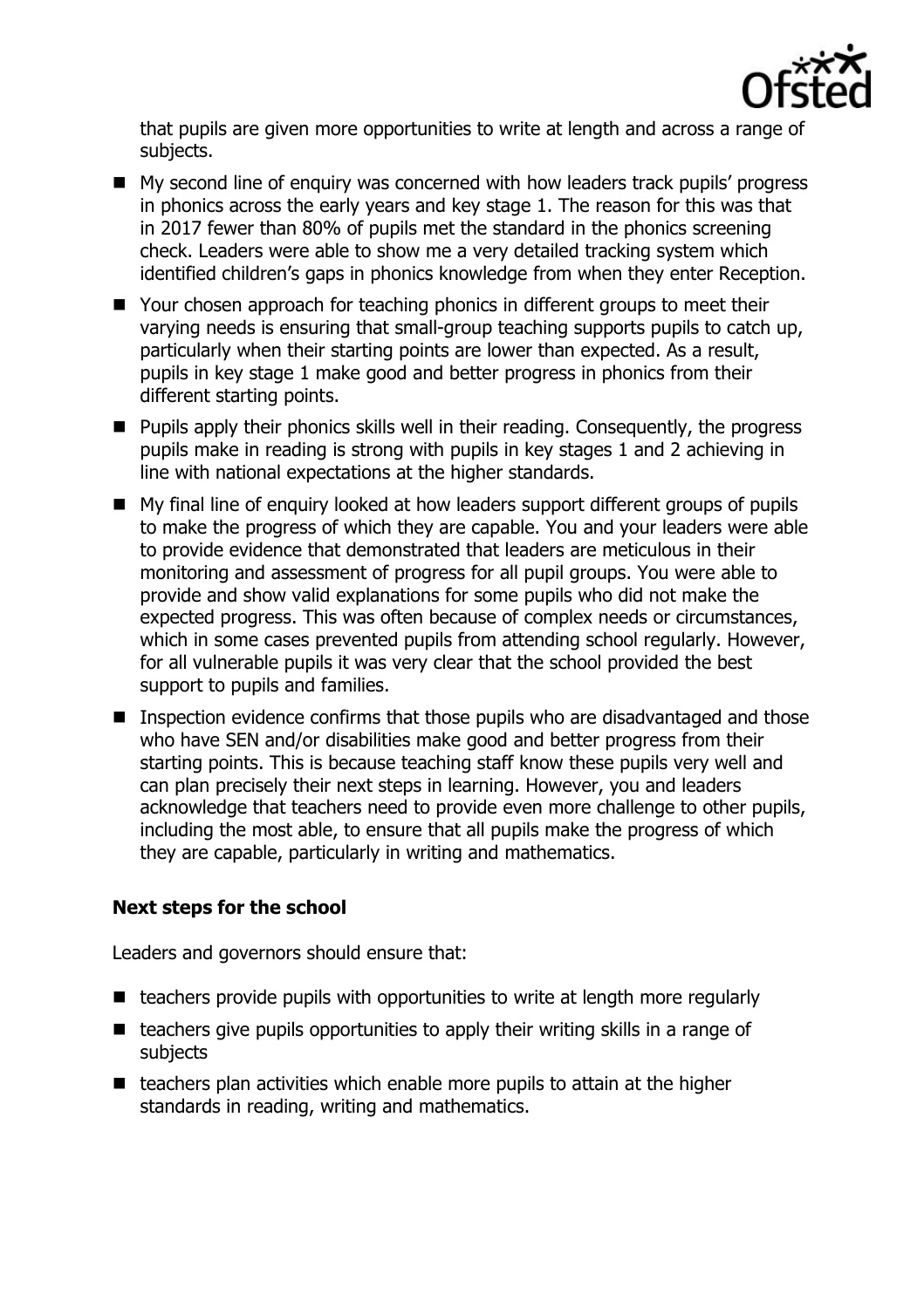that pupils are given more opportunities to write at length and across a range of subjects.

- My second line of enquiry was concerned with how leaders track pupils' progress in phonics across the early years and key stage 1. The reason for this was that in 2017 fewer than 80% of pupils met the standard in the phonics screening check. Leaders were able to show me a very detailed tracking system which identified children's gaps in phonics knowledge from when they enter Reception.
- Your chosen approach for teaching phonics in different groups to meet their varying needs is ensuring that small-group teaching supports pupils to catch up, particularly when their starting points are lower than expected. As a result, pupils in key stage 1 make good and better progress in phonics from their different starting points.
- Pupils apply their phonics skills well in their reading. Consequently, the progress pupils make in reading is strong with pupils in key stages 1 and 2 achieving in line with national expectations at the higher standards.
- My final line of enquiry looked at how leaders support different groups of pupils to make the progress of which they are capable. You and your leaders were able to provide evidence that demonstrated that leaders are meticulous in their monitoring and assessment of progress for all pupil groups. You were able to provide and show valid explanations for some pupils who did not make the expected progress. This was often because of complex needs or circumstances, which in some cases prevented pupils from attending school regularly. However, for all vulnerable pupils it was very clear that the school provided the best support to pupils and families.
- Inspection evidence confirms that those pupils who are disadvantaged and those who have SEN and/or disabilities make good and better progress from their starting points. This is because teaching staff know these pupils very well and can plan precisely their next steps in learning. However, you and leaders acknowledge that teachers need to provide even more challenge to other pupils, including the most able, to ensure that all pupils make the progress of which they are capable, particularly in writing and mathematics.

### Next steps for the school

Leaders and governors should ensure that:

- teachers provide pupils with opportunities to write at length more regularly
- teachers give pupils opportunities to apply their writing skills in a range of subjects
- teachers plan activities which enable more pupils to attain at the higher standards in reading, writing and mathematics.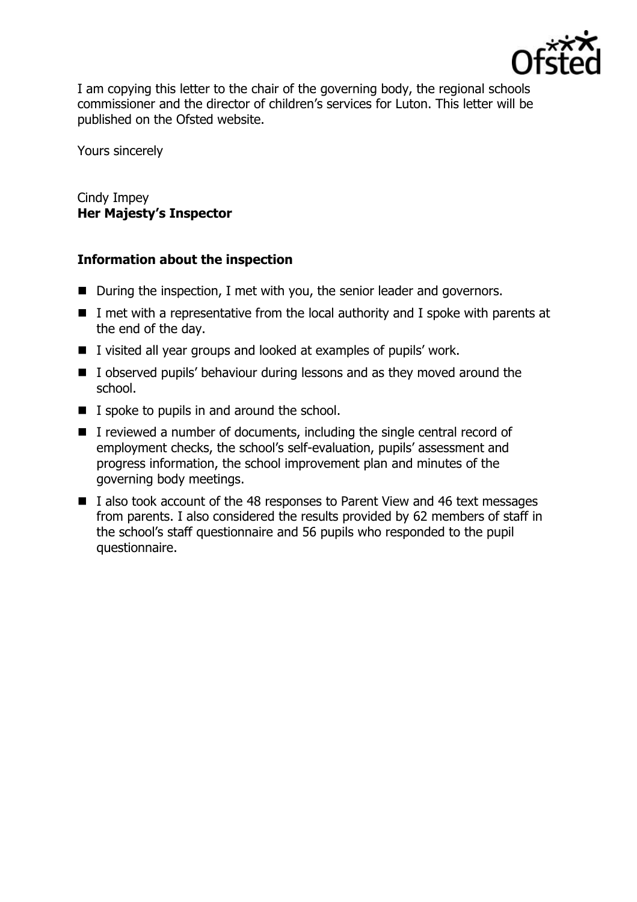I am copying this letter to the chair of the governing body, the regional schools commissioner and the director of children's services for Luton. This letter will be published on the Ofsted website.

Yours sincerely

Cindy Impey
**Her Majesty's Inspector**

### Information about the inspection

- During the inspection, I met with you, the senior leader and governors.
- I met with a representative from the local authority and I spoke with parents at the end of the day.
- I visited all year groups and looked at examples of pupils' work.
- I observed pupils' behaviour during lessons and as they moved around the school.
- I spoke to pupils in and around the school.
- I reviewed a number of documents, including the single central record of employment checks, the school's self-evaluation, pupils' assessment and progress information, the school improvement plan and minutes of the governing body meetings.
- I also took account of the 48 responses to Parent View and 46 text messages from parents. I also considered the results provided by 62 members of staff in the school's staff questionnaire and 56 pupils who responded to the pupil questionnaire.